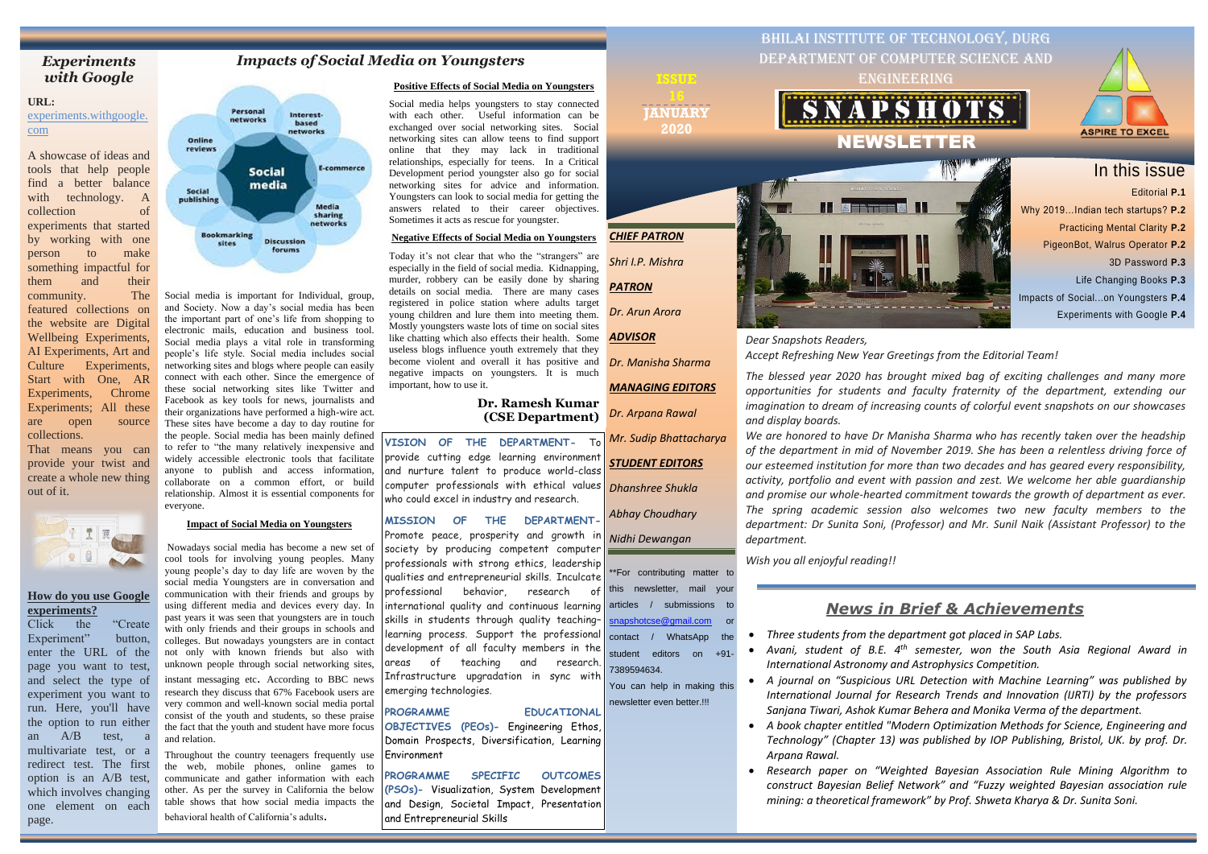# BHILAI INSTITUTE OF TECHNOLOGY, DURG
## DEPARTMENT OF COMPUTER SCIENCE AND ENGINEERING

# SNAPSHOTS NEWSLETTER

ASPIRE TO EXCEL

ISSUE 16
JANUARY 2020

## In this issue

- Editorial **P.1**
- Why 2019...Indian tech startups? **P.2**
- Practicing Mental Clarity **P.2**
- PigeonBot, Walrus Operator **P.2**
- 3D Password **P.3**
- Life Changing Books **P.3**
- Impacts of Social...on Youngsters **P.4**
- Experiments with Google **P.4**

***CHIEF PATRON***

*Shri I.P. Mishra*

***PATRON***

*Dr. Arun Arora*

***ADVISOR***

*Dr. Manisha Sharma*

***MANAGING EDITORS***

*Dr. Arpana Rawal*

*Mr. Sudip Bhattacharya*

***STUDENT EDITORS***

*Dhanshree Shukla*

*Abhay Choudhary*

*Nidhi Dewangan*

**For contributing matter to this newsletter, mail your articles / submissions to snapshotcse@gmail.com or contact / WhatsApp the student editors on +91-7389594634.

You can help in making this newsletter even better.!!!

*Dear Snapshots Readers,*

*Accept Refreshing New Year Greetings from the Editorial Team!*

*The blessed year 2020 has brought mixed bag of exciting challenges and many more opportunities for students and faculty fraternity of the department, extending our imagination to dream of increasing counts of colorful event snapshots on our showcases and display boards.*

*We are honored to have Dr Manisha Sharma who has recently taken over the headship of the department in mid of November 2019. She has been a relentless driving force of our esteemed institution for more than two decades and has geared every responsibility, activity, portfolio and event with passion and zest. We welcome her able guardianship and promise our whole-hearted commitment towards the growth of department as ever. The spring academic session also welcomes two new faculty members to the department: Dr Sunita Soni, (Professor) and Mr. Sunil Naik (Assistant Professor) to the department.*

*Wish you all enjoyful reading!!*

## *News in Brief & Achievements*

- *Three students from the department got placed in SAP Labs.*
- *Avani, student of B.E. 4th semester, won the South Asia Regional Award in International Astronomy and Astrophysics Competition.*
- *A journal on "Suspicious URL Detection with Machine Learning" was published by International Journal for Research Trends and Innovation (IJRTI) by the professors Sanjana Tiwari, Ashok Kumar Behera and Monika Verma of the department.*
- *A book chapter entitled "Modern Optimization Methods for Science, Engineering and Technology" (Chapter 13) was published by IOP Publishing, Bristol, UK. by prof. Dr. Arpana Rawal.*
- *Research paper on "Weighted Bayesian Association Rule Mining Algorithm to construct Bayesian Belief Network" and "Fuzzy weighted Bayesian association rule mining: a theoretical framework" by Prof. Shweta Kharya & Dr. Sunita Soni.*

## *Experiments with Google*

**URL:** experiments.withgoogle.com

A showcase of ideas and tools that help people find a better balance with technology. A collection of experiments that started by working with one person to make something impactful for them and their community. The featured collections on the website are Digital Wellbeing Experiments, AI Experiments, Art and Culture Experiments, Start with One, AR Experiments, Chrome Experiments; All these are open source collections.

That means you can provide your twist and create a whole new thing out of it.

**How do you use Google experiments?**

Click the "Create Experiment" button, enter the URL of the page you want to test, and select the type of experiment you want to run. Here, you'll have the option to run either an A/B test, a multivariate test, or a redirect test. The first option is an A/B test, which involves changing one element on each page.

## *Impacts of Social Media on Youngsters*

Social media: Personal networks, Interest-based networks, E-commerce, Media sharing networks, Discussion forums, Bookmarking sites, Social publishing, Online reviews

Social media is important for Individual, group, and Society. Now a day's social media has been the important part of one's life from shopping to electronic mails, education and business tool. Social media plays a vital role in transforming people's life style. Social media includes social networking sites and blogs where people can easily connect with each other. Since the emergence of these social networking sites like Twitter and Facebook as key tools for news, journalists and their organizations have performed a high-wire act. These sites have become a day to day routine for the people. Social media has been mainly defined to refer to "the many relatively inexpensive and widely accessible electronic tools that facilitate anyone to publish and access information, collaborate on a common effort, or build relationship. Almost it is essential components for everyone.

**Impact of Social Media on Youngsters**

Nowadays social media has become a new set of cool tools for involving young peoples. Many young people's day to day life are woven by the social media Youngsters are in conversation and communication with their friends and groups by using different media and devices every day. In past years it was seen that youngsters are in touch with only friends and their groups in schools and colleges. But nowadays youngsters are in contact not only with known friends but also with unknown people through social networking sites, instant messaging etc. According to BBC news research they discuss that 67% Facebook users are very common and well-known social media portal consist of the youth and students, so these praise the fact that the youth and student have more focus and relation.

Throughout the country teenagers frequently use the web, mobile phones, online games to communicate and gather information with each other. As per the survey in California the below table shows that how social media impacts the behavioral health of California's adults.

**Positive Effects of Social Media on Youngsters**

Social media helps youngsters to stay connected with each other. Useful information can be exchanged over social networking sites. Social networking sites can allow teens to find support online that they may lack in traditional relationships, especially for teens. In a Critical Development period youngster also go for social networking sites for advice and information. Youngsters can look to social media for getting the answers related to their career objectives. Sometimes it acts as rescue for youngster.

**Negative Effects of Social Media on Youngsters**

Today it's not clear that who the "strangers" are especially in the field of social media. Kidnapping, murder, robbery can be easily done by sharing details on social media. There are many cases registered in police station where adults target young children and lure them into meeting them. Mostly youngsters waste lots of time on social sites like chatting which also effects their health. Some useless blogs influence youth extremely that they become violent and overall it has positive and negative impacts on youngsters. It is much important, how to use it.

**Dr. Ramesh Kumar**
**(CSE Department)**

**VISION OF THE DEPARTMENT-** To provide cutting edge learning environment and nurture talent to produce world-class computer professionals with ethical values who could excel in industry and research.

**MISSION OF THE DEPARTMENT-** Promote peace, prosperity and growth in society by producing competent computer professionals with strong ethics, leadership qualities and entrepreneurial skills. Inculcate professional behavior, research of international quality and continuous learning skills in students through quality teaching-learning process. Support the professional development of all faculty members in the areas of teaching and research. Infrastructure upgradation in sync with emerging technologies.

**PROGRAMME EDUCATIONAL OBJECTIVES (PEOs)-** Engineering Ethos, Domain Prospects, Diversification, Learning Environment

**PROGRAMME SPECIFIC OUTCOMES (PSOs)-** Visualization, System Development and Design, Societal Impact, Presentation and Entrepreneurial Skills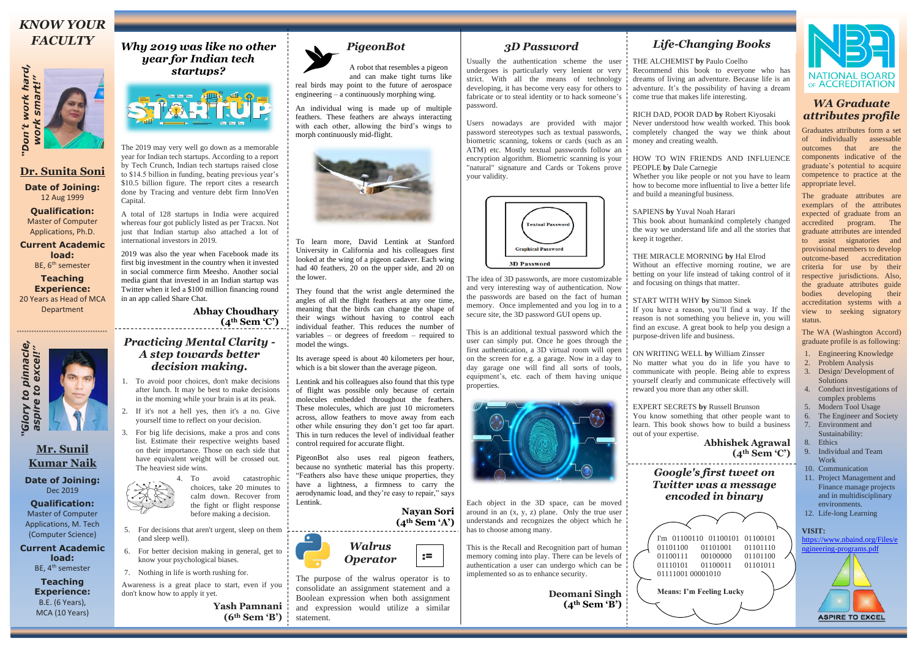# KNOW YOUR FACULTY

*"Don't work hard, work smart!"*

## Dr. Sunita Soni

**Date of Joining:**
12 Aug 1999

**Qualification:**
Master of Computer Applications, Ph.D.

**Current Academic load:**
BE, 6th semester

**Teaching Experience:**
20 Years as Head of MCA Department

*"Glory to pinnacle, aspire to excel!"*

## Mr. Sunil Kumar Naik

**Date of Joining:**
Dec 2019

**Qualification:**
Master of Computer Applications, M. Tech (Computer Science)

**Current Academic load:**
BE, 4th semester

**Teaching Experience:**
B.E. (6 Years), MCA (10 Years)

## *Why 2019 was like no other year for Indian tech startups?*

The 2019 may very well go down as a memorable year for Indian tech startups. According to a report by Tech Crunch, Indian tech startups raised close to $14.5 billion in funding, beating previous year's $10.5 billion figure. The report cites a research done by Tracing and venture debt firm InnoVen Capital.

A total of 128 startups in India were acquired whereas four got publicly listed as per Tracxn. Not just that Indian startup also attached a lot of international investors in 2019.

2019 was also the year when Facebook made its first big investment in the country when it invested in social commerce firm Meesho. Another social media giant that invested in an Indian startup was Twitter when it led a $100 million financing round in an app called Share Chat.

**Abhay Choudhary (4th Sem 'C')**

## *Practicing Mental Clarity - A step towards better decision making.*

1. To avoid poor choices, don't make decisions after lunch. It may be best to make decisions in the morning while your brain is at its peak.
2. If it's not a hell yes, then it's a no. Give yourself time to reflect on your decision.
3. For big life decisions, make a pros and cons list. Estimate their respective weights based on their importance. Those on each side that have equivalent weight will be crossed out. The heaviest side wins.
4. To avoid catastrophic choices, take 20 minutes to calm down. Recover from the fight or flight response before making a decision.
5. For decisions that aren't urgent, sleep on them (and sleep well).
6. For better decision making in general, get to know your psychological biases.
7. Nothing in life is worth rushing for.

Awareness is a great place to start, even if you don't know how to apply it yet.

**Yash Pamnani (6th Sem 'B')**

## *PigeonBot*

A robot that resembles a pigeon and can make tight turns like real birds may point to the future of aerospace engineering – a continuously morphing wing.

An individual wing is made up of multiple feathers. These feathers are always interacting with each other, allowing the bird's wings to morph continuously mid-flight.

To learn more, David Lentink at Stanford University in California and his colleagues first looked at the wing of a pigeon cadaver. Each wing had 40 feathers, 20 on the upper side, and 20 on the lower.

They found that the wrist angle determined the angles of all the flight feathers at any one time, meaning that the birds can change the shape of their wings without having to control each individual feather. This reduces the number of variables – or degrees of freedom – required to model the wings.

Its average speed is about 40 kilometers per hour, which is a bit slower than the average pigeon.

Lentink and his colleagues also found that this type of flight was possible only because of certain molecules embedded throughout the feathers. These molecules, which are just 10 micrometers across, allow feathers to move away from each other while ensuring they don't get too far apart. This in turn reduces the level of individual feather control required for accurate flight.

PigeonBot also uses real pigeon feathers, because no synthetic material has this property. "Feathers also have these unique properties, they have a lightness, a firmness to carry the aerodynamic load, and they're easy to repair," says Lentink.

**Nayan Sori (4th Sem 'A')**

## *Walrus Operator*

:=

The purpose of the walrus operator is to consolidate an assignment statement and a Boolean expression when both assignment and expression would utilize a similar statement.

## *3D Password*

Usually the authentication scheme the user undergoes is particularly very lenient or very strict. With all the means of technology developing, it has become very easy for others to fabricate or to steal identity or to hack someone's password.

Users nowadays are provided with major password stereotypes such as textual passwords, biometric scanning, tokens or cards (such as an ATM) etc. Mostly textual passwords follow an encryption algorithm. Biometric scanning is your "natural" signature and Cards or Tokens prove your validity.

Textual Password
Graphical Password
3D Password

The idea of 3D passwords, are more customizable and very interesting way of authentication. Now the passwords are based on the fact of human memory. Once implemented and you log in to a secure site, the 3D password GUI opens up.

This is an additional textual password which the user can simply put. Once he goes through the first authentication, a 3D virtual room will open on the screen for e.g. a garage. Now in a day to day garage one will find all sorts of tools, equipment's, etc. each of them having unique properties.

Each object in the 3D space, can be moved around in an (x, y, z) plane. Only the true user understands and recognizes the object which he has to choose among many.

This is the Recall and Recognition part of human memory coming into play. There can be levels of authentication a user can undergo which can be implemented so as to enhance security.

**Deomani Singh (4th Sem 'B')**

## *Life-Changing Books*

THE ALCHEMIST **by** Paulo Coelho
Recommend this book to everyone who has dreams of living an adventure. Because life is an adventure. It's the possibility of having a dream come true that makes life interesting.

RICH DAD, POOR DAD **by** Robert Kiyosaki
Never understood how wealth worked. This book completely changed the way we think about money and creating wealth.

HOW TO WIN FRIENDS AND INFLUENCE PEOPLE **by** Dale Carnegie
Whether you like people or not you have to learn how to become more influential to live a better life and build a meaningful business.

SAPIENS **by** Yuval Noah Harari
This book about humankind completely changed the way we understand life and all the stories that keep it together.

THE MIRACLE MORNING **by** Hal Elrod
Without an effective morning routine, we are betting on your life instead of taking control of it and focusing on things that matter.

START WITH WHY **by** Simon Sinek
If you have a reason, you'll find a way. If the reason is not something you believe in, you will find an excuse. A great book to help you design a purpose-driven life and business.

ON WRITING WELL **by** William Zinsser
No matter what you do in life you have to communicate with people. Being able to express yourself clearly and communicate effectively will reward you more than any other skill.

EXPERT SECRETS **by** Russell Brunson
You know something that other people want to learn. This book shows how to build a business out of your expertise.

**Abhishek Agrawal (4th Sem 'C')**

## *Google's first tweet on Twitter was a message encoded in binary*

I'm 01100110 01100101 01100101 01101100 01101001 01101110 01100111 00100000 01101100 01110101 01100011 01101011 01111001 00001010

**Means: I'm Feeling Lucky**

NATIONAL BOARD of ACCREDITATION

## *WA Graduate attributes profile*

Graduates attributes form a set of individually assessable outcomes that are the components indicative of the graduate's potential to acquire competence to practice at the appropriate level.

The graduate attributes are exemplars of the attributes expected of graduate from an accredited program. The graduate attributes are intended to assist signatories and provisional members to develop outcome-based accreditation criteria for use by their respective jurisdictions. Also, the graduate attributes guide bodies developing their accreditation systems with a view to seeking signatory status.

The WA (Washington Accord) graduate profile is as following:

1. Engineering Knowledge
2. Problem Analysis
3. Design/ Development of Solutions
4. Conduct investigations of complex problems
5. Modern Tool Usage
6. The Engineer and Society
7. Environment and Sustainability:
8. Ethics
9. Individual and Team Work
10. Communication
11. Project Management and Finance manage projects and in multidisciplinary environments.
12. Life-long Learning

**VISIT:**
https://www.nbaind.org/Files/engineering-programs.pdf

ASPIRE TO EXCEL